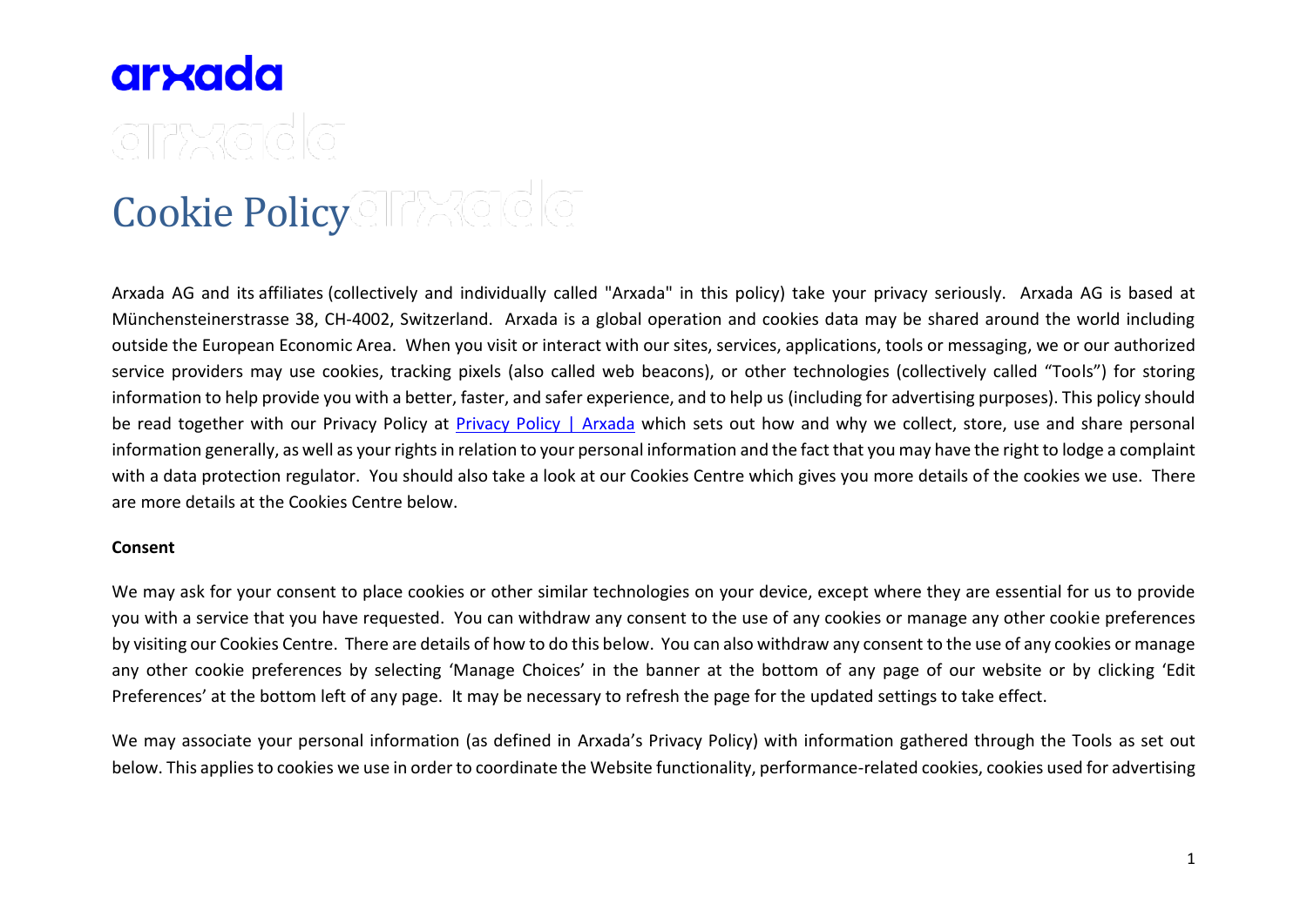arxada

# Cookie Policy

Arxada AG and its affiliates (collectively and individually called "Arxada" in this policy) take your privacy seriously. Arxada AG is based at Münchensteinerstrasse 38, CH-4002, Switzerland. Arxada is a global operation and cookies data may be shared around the world including outside the European Economic Area. When you visit or interact with our sites, services, applications, tools or messaging, we or our authorized service providers may use cookies, tracking pixels (also called web beacons), or other technologies (collectively called "Tools") for storing information to help provide you with a better, faster, and safer experience, and to help us (including for advertising purposes). This policy should be read together with our Privacy Policy at [Privacy Policy | Arxada] which sets out how and why we collect, store, use and share personal information generally, as well as your rights in relation to your personal information and the fact that you may have the right to lodge a complaint with a data protection regulator. You should also take a look at our Cookies Centre which gives you more details of the cookies we use. There are more details at the Cookies Centre below.

**Consent**

We may ask for your consent to place cookies or other similar technologies on your device, except where they are essential for us to provide you with a service that you have requested. You can withdraw any consent to the use of any cookies or manage any other cookie preferences by visiting our Cookies Centre. There are details of how to do this below. You can also withdraw any consent to the use of any cookies or manage any other cookie preferences by selecting 'Manage Choices' in the banner at the bottom of any page of our website or by clicking 'Edit Preferences' at the bottom left of any page. It may be necessary to refresh the page for the updated settings to take effect.

We may associate your personal information (as defined in Arxada's Privacy Policy) with information gathered through the Tools as set out below. This applies to cookies we use in order to coordinate the Website functionality, performance-related cookies, cookies used for advertising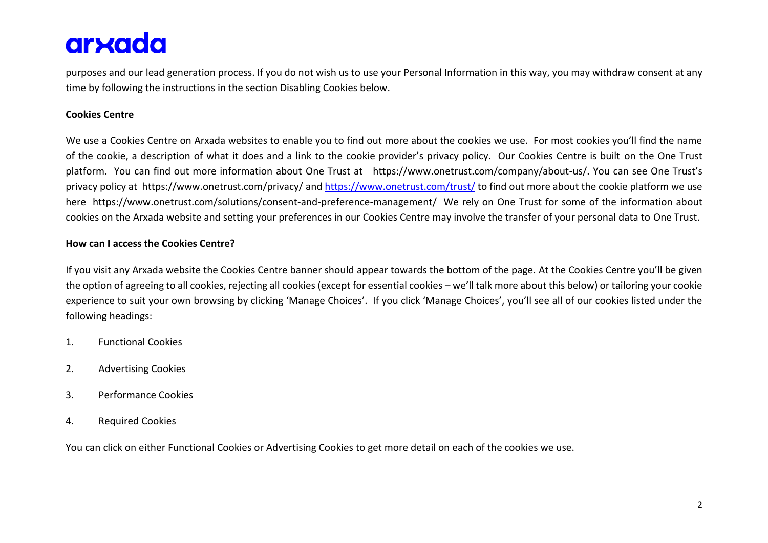purposes and our lead generation process. If you do not wish us to use your Personal Information in this way, you may withdraw consent at any time by following the instructions in the section Disabling Cookies below.

**Cookies Centre**

We use a Cookies Centre on Arxada websites to enable you to find out more about the cookies we use. For most cookies you'll find the name of the cookie, a description of what it does and a link to the cookie provider's privacy policy. Our Cookies Centre is built on the One Trust platform. You can find out more information about One Trust at https://www.onetrust.com/company/about-us/. You can see One Trust's privacy policy at https://www.onetrust.com/privacy/ and [https://www.onetrust.com/trust/](https://www.onetrust.com/trust/) to find out more about the cookie platform we use here https://www.onetrust.com/solutions/consent-and-preference-management/ We rely on One Trust for some of the information about cookies on the Arxada website and setting your preferences in our Cookies Centre may involve the transfer of your personal data to One Trust.

**How can I access the Cookies Centre?**

If you visit any Arxada website the Cookies Centre banner should appear towards the bottom of the page. At the Cookies Centre you'll be given the option of agreeing to all cookies, rejecting all cookies (except for essential cookies – we'll talk more about this below) or tailoring your cookie experience to suit your own browsing by clicking 'Manage Choices'. If you click 'Manage Choices', you'll see all of our cookies listed under the following headings:

1. Functional Cookies
2. Advertising Cookies
3. Performance Cookies
4. Required Cookies

You can click on either Functional Cookies or Advertising Cookies to get more detail on each of the cookies we use.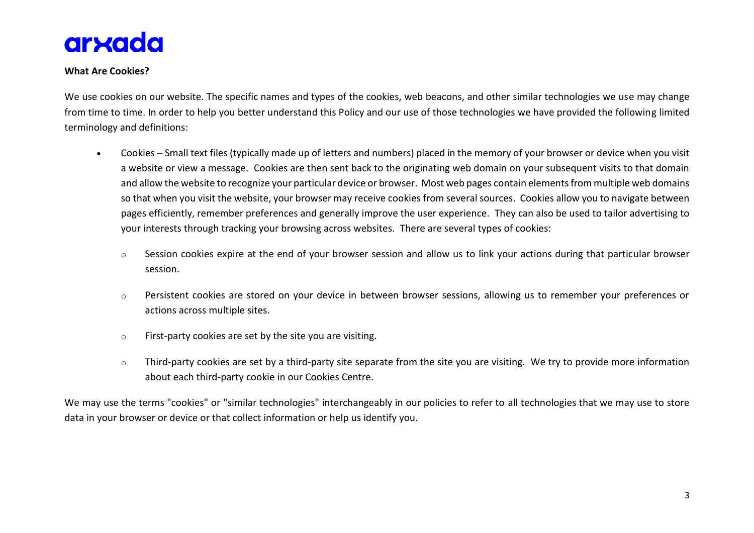**What Are Cookies?**

We use cookies on our website. The specific names and types of the cookies, web beacons, and other similar technologies we use may change from time to time. In order to help you better understand this Policy and our use of those technologies we have provided the following limited terminology and definitions:

- Cookies – Small text files (typically made up of letters and numbers) placed in the memory of your browser or device when you visit a website or view a message. Cookies are then sent back to the originating web domain on your subsequent visits to that domain and allow the website to recognize your particular device or browser. Most web pages contain elements from multiple web domains so that when you visit the website, your browser may receive cookies from several sources. Cookies allow you to navigate between pages efficiently, remember preferences and generally improve the user experience. They can also be used to tailor advertising to your interests through tracking your browsing across websites. There are several types of cookies:
    - Session cookies expire at the end of your browser session and allow us to link your actions during that particular browser session.
    - Persistent cookies are stored on your device in between browser sessions, allowing us to remember your preferences or actions across multiple sites.
    - First-party cookies are set by the site you are visiting.
    - Third-party cookies are set by a third-party site separate from the site you are visiting. We try to provide more information about each third-party cookie in our Cookies Centre.

We may use the terms "cookies" or "similar technologies" interchangeably in our policies to refer to all technologies that we may use to store data in your browser or device or that collect information or help us identify you.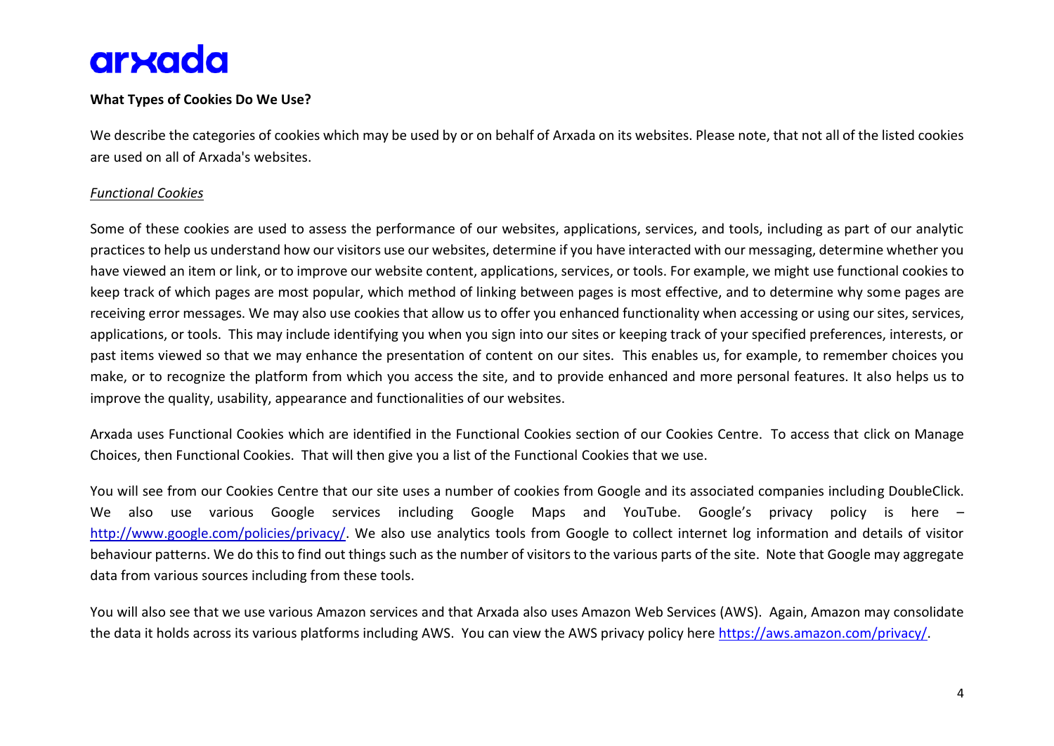**What Types of Cookies Do We Use?**

We describe the categories of cookies which may be used by or on behalf of Arxada on its websites. Please note, that not all of the listed cookies are used on all of Arxada's websites.

*Functional Cookies*

Some of these cookies are used to assess the performance of our websites, applications, services, and tools, including as part of our analytic practices to help us understand how our visitors use our websites, determine if you have interacted with our messaging, determine whether you have viewed an item or link, or to improve our website content, applications, services, or tools. For example, we might use functional cookies to keep track of which pages are most popular, which method of linking between pages is most effective, and to determine why some pages are receiving error messages. We may also use cookies that allow us to offer you enhanced functionality when accessing or using our sites, services, applications, or tools. This may include identifying you when you sign into our sites or keeping track of your specified preferences, interests, or past items viewed so that we may enhance the presentation of content on our sites. This enables us, for example, to remember choices you make, or to recognize the platform from which you access the site, and to provide enhanced and more personal features. It also helps us to improve the quality, usability, appearance and functionalities of our websites.

Arxada uses Functional Cookies which are identified in the Functional Cookies section of our Cookies Centre. To access that click on Manage Choices, then Functional Cookies. That will then give you a list of the Functional Cookies that we use.

You will see from our Cookies Centre that our site uses a number of cookies from Google and its associated companies including DoubleClick. We also use various Google services including Google Maps and YouTube. Google's privacy policy is here – http://www.google.com/policies/privacy/. We also use analytics tools from Google to collect internet log information and details of visitor behaviour patterns. We do this to find out things such as the number of visitors to the various parts of the site. Note that Google may aggregate data from various sources including from these tools.

You will also see that we use various Amazon services and that Arxada also uses Amazon Web Services (AWS). Again, Amazon may consolidate the data it holds across its various platforms including AWS. You can view the AWS privacy policy here https://aws.amazon.com/privacy/.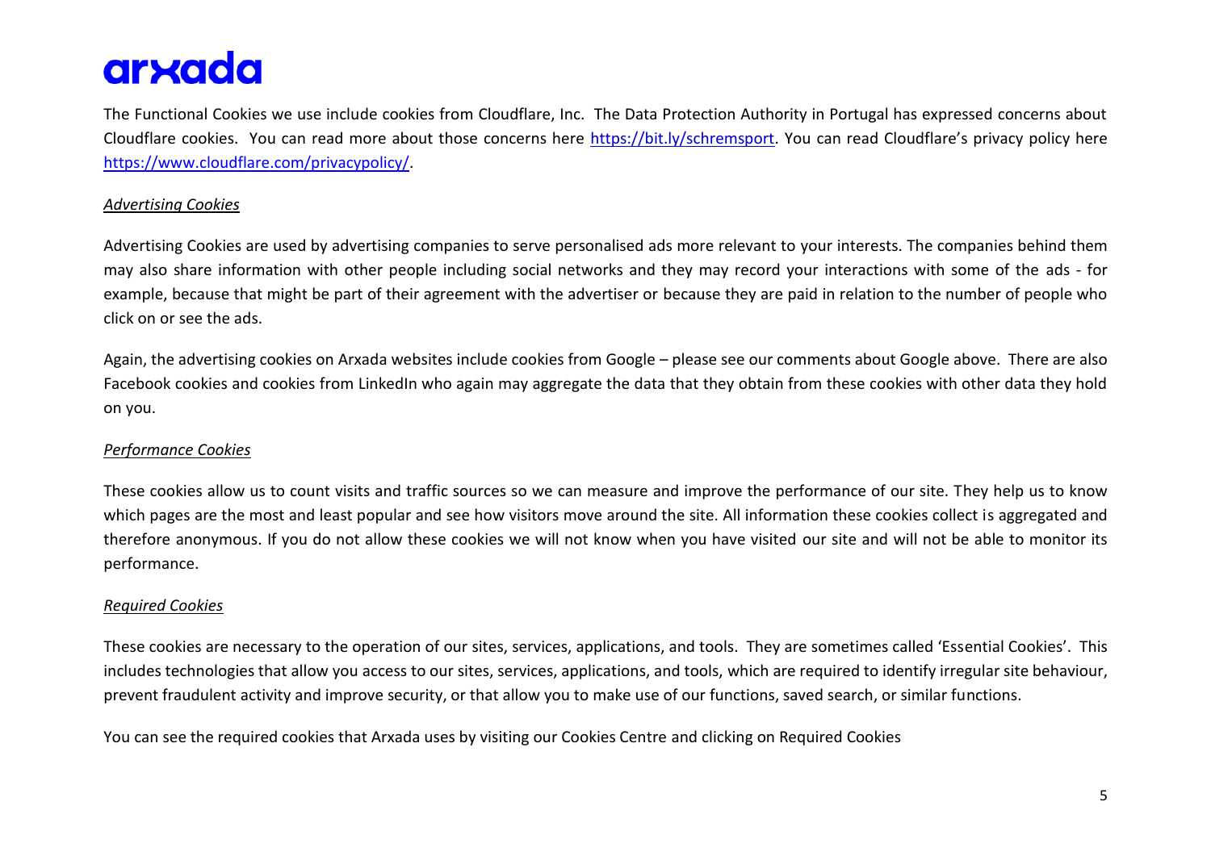The Functional Cookies we use include cookies from Cloudflare, Inc. The Data Protection Authority in Portugal has expressed concerns about Cloudflare cookies. You can read more about those concerns here [https://bit.ly/schremsport](https://bit.ly/schremsport). You can read Cloudflare's privacy policy here [https://www.cloudflare.com/privacypolicy/](https://www.cloudflare.com/privacypolicy/).

*Advertising Cookies*

Advertising Cookies are used by advertising companies to serve personalised ads more relevant to your interests. The companies behind them may also share information with other people including social networks and they may record your interactions with some of the ads - for example, because that might be part of their agreement with the advertiser or because they are paid in relation to the number of people who click on or see the ads.

Again, the advertising cookies on Arxada websites include cookies from Google – please see our comments about Google above. There are also Facebook cookies and cookies from LinkedIn who again may aggregate the data that they obtain from these cookies with other data they hold on you.

*Performance Cookies*

These cookies allow us to count visits and traffic sources so we can measure and improve the performance of our site. They help us to know which pages are the most and least popular and see how visitors move around the site. All information these cookies collect is aggregated and therefore anonymous. If you do not allow these cookies we will not know when you have visited our site and will not be able to monitor its performance.

*Required Cookies*

These cookies are necessary to the operation of our sites, services, applications, and tools. They are sometimes called 'Essential Cookies'. This includes technologies that allow you access to our sites, services, applications, and tools, which are required to identify irregular site behaviour, prevent fraudulent activity and improve security, or that allow you to make use of our functions, saved search, or similar functions.

You can see the required cookies that Arxada uses by visiting our Cookies Centre and clicking on Required Cookies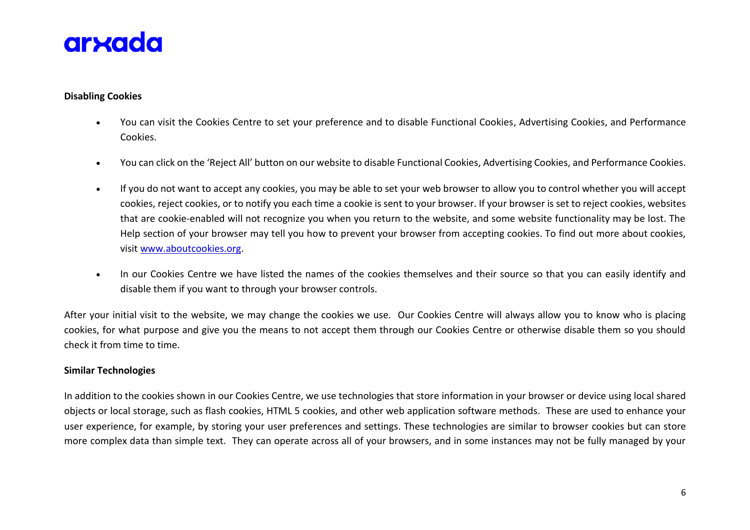**Disabling Cookies**

- You can visit the Cookies Centre to set your preference and to disable Functional Cookies, Advertising Cookies, and Performance Cookies.
- You can click on the 'Reject All' button on our website to disable Functional Cookies, Advertising Cookies, and Performance Cookies.
- If you do not want to accept any cookies, you may be able to set your web browser to allow you to control whether you will accept cookies, reject cookies, or to notify you each time a cookie is sent to your browser. If your browser is set to reject cookies, websites that are cookie-enabled will not recognize you when you return to the website, and some website functionality may be lost. The Help section of your browser may tell you how to prevent your browser from accepting cookies. To find out more about cookies, visit [www.aboutcookies.org](http://www.aboutcookies.org).
- In our Cookies Centre we have listed the names of the cookies themselves and their source so that you can easily identify and disable them if you want to through your browser controls.

After your initial visit to the website, we may change the cookies we use. Our Cookies Centre will always allow you to know who is placing cookies, for what purpose and give you the means to not accept them through our Cookies Centre or otherwise disable them so you should check it from time to time.

**Similar Technologies**

In addition to the cookies shown in our Cookies Centre, we use technologies that store information in your browser or device using local shared objects or local storage, such as flash cookies, HTML 5 cookies, and other web application software methods. These are used to enhance your user experience, for example, by storing your user preferences and settings. These technologies are similar to browser cookies but can store more complex data than simple text. They can operate across all of your browsers, and in some instances may not be fully managed by your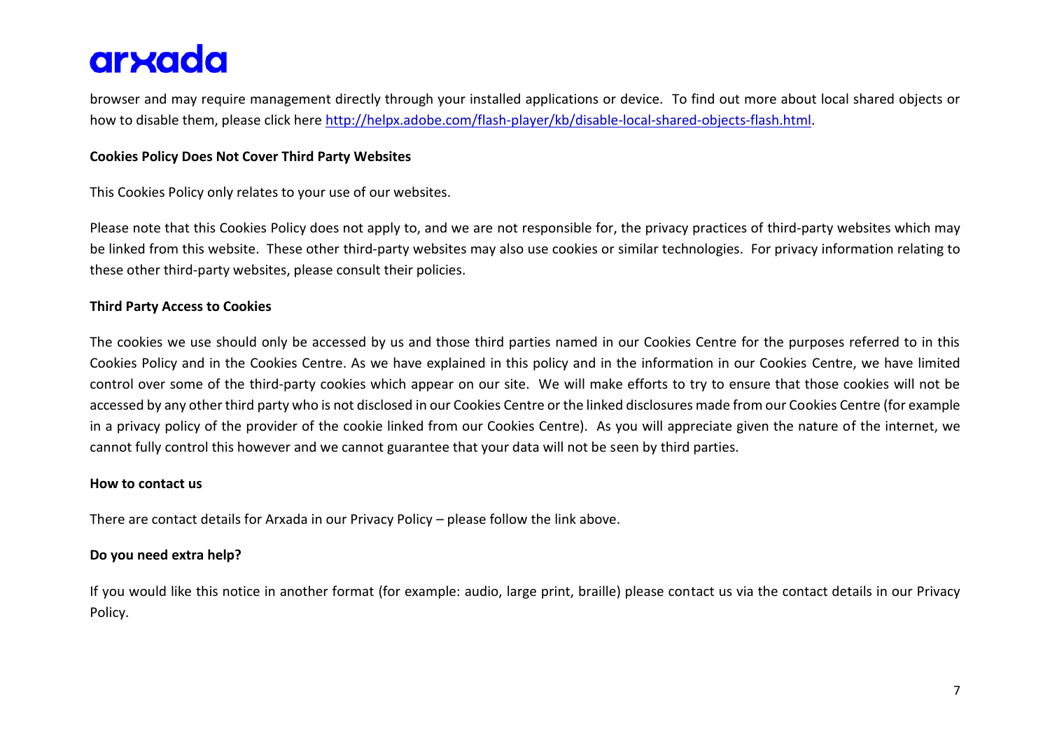browser and may require management directly through your installed applications or device. To find out more about local shared objects or how to disable them, please click here [http://helpx.adobe.com/flash-player/kb/disable-local-shared-objects-flash.html](http://helpx.adobe.com/flash-player/kb/disable-local-shared-objects-flash.html).

**Cookies Policy Does Not Cover Third Party Websites**

This Cookies Policy only relates to your use of our websites.

Please note that this Cookies Policy does not apply to, and we are not responsible for, the privacy practices of third-party websites which may be linked from this website. These other third-party websites may also use cookies or similar technologies. For privacy information relating to these other third-party websites, please consult their policies.

**Third Party Access to Cookies**

The cookies we use should only be accessed by us and those third parties named in our Cookies Centre for the purposes referred to in this Cookies Policy and in the Cookies Centre. As we have explained in this policy and in the information in our Cookies Centre, we have limited control over some of the third-party cookies which appear on our site. We will make efforts to try to ensure that those cookies will not be accessed by any other third party who is not disclosed in our Cookies Centre or the linked disclosures made from our Cookies Centre (for example in a privacy policy of the provider of the cookie linked from our Cookies Centre). As you will appreciate given the nature of the internet, we cannot fully control this however and we cannot guarantee that your data will not be seen by third parties.

**How to contact us**

There are contact details for Arxada in our Privacy Policy – please follow the link above.

**Do you need extra help?**

If you would like this notice in another format (for example: audio, large print, braille) please contact us via the contact details in our Privacy Policy.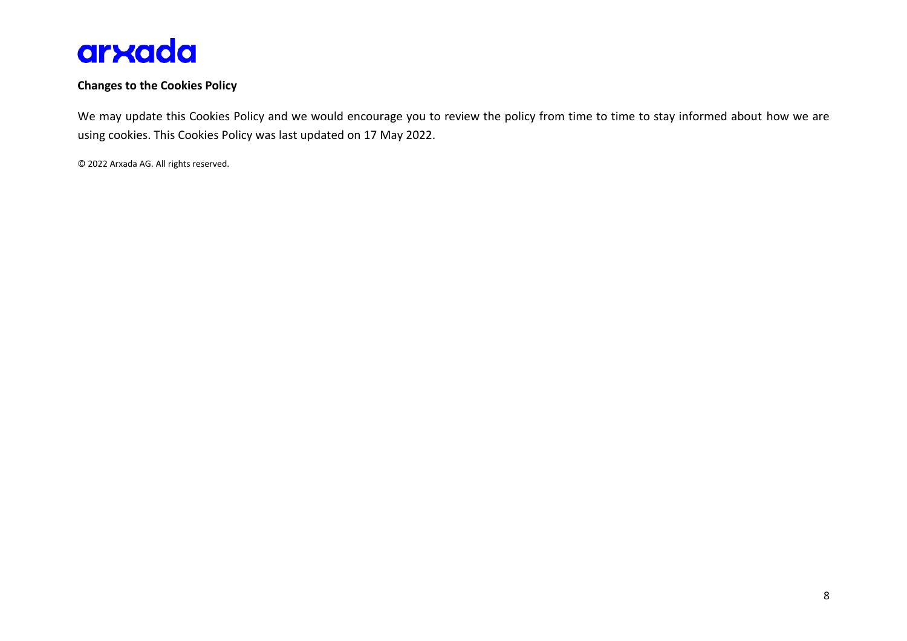**Changes to the Cookies Policy**

We may update this Cookies Policy and we would encourage you to review the policy from time to time to stay informed about how we are using cookies. This Cookies Policy was last updated on 17 May 2022.

© 2022 Arxada AG. All rights reserved.